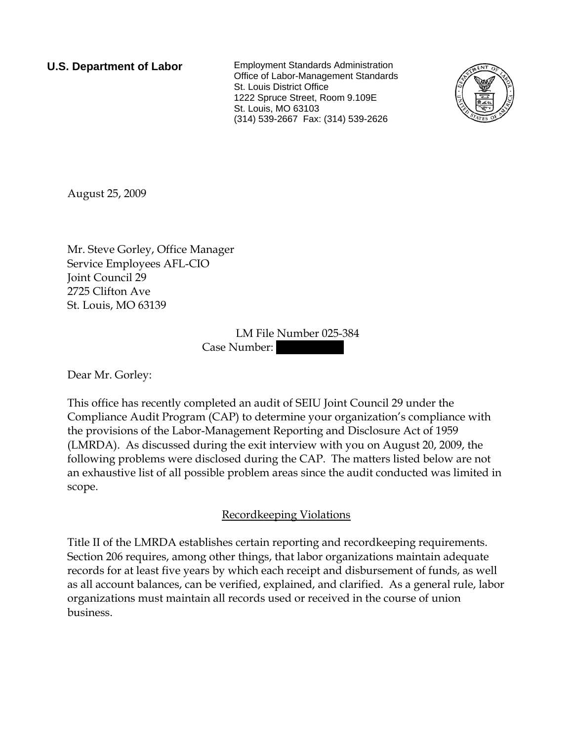**U.S. Department of Labor**

Employment Standards Administration
Office of Labor-Management Standards
St. Louis District Office
1222 Spruce Street, Room 9.109E
St. Louis, MO 63103
(314) 539-2667 Fax: (314) 539-2626

August 25, 2009

Mr. Steve Gorley, Office Manager
Service Employees AFL-CIO
Joint Council 29
2725 Clifton Ave
St. Louis, MO 63139

LM File Number 025-384
Case Number: 

Dear Mr. Gorley:

This office has recently completed an audit of SEIU Joint Council 29 under the Compliance Audit Program (CAP) to determine your organization's compliance with the provisions of the Labor-Management Reporting and Disclosure Act of 1959 (LMRDA). As discussed during the exit interview with you on August 20, 2009, the following problems were disclosed during the CAP. The matters listed below are not an exhaustive list of all possible problem areas since the audit conducted was limited in scope.

## Recordkeeping Violations

Title II of the LMRDA establishes certain reporting and recordkeeping requirements. Section 206 requires, among other things, that labor organizations maintain adequate records for at least five years by which each receipt and disbursement of funds, as well as all account balances, can be verified, explained, and clarified. As a general rule, labor organizations must maintain all records used or received in the course of union business.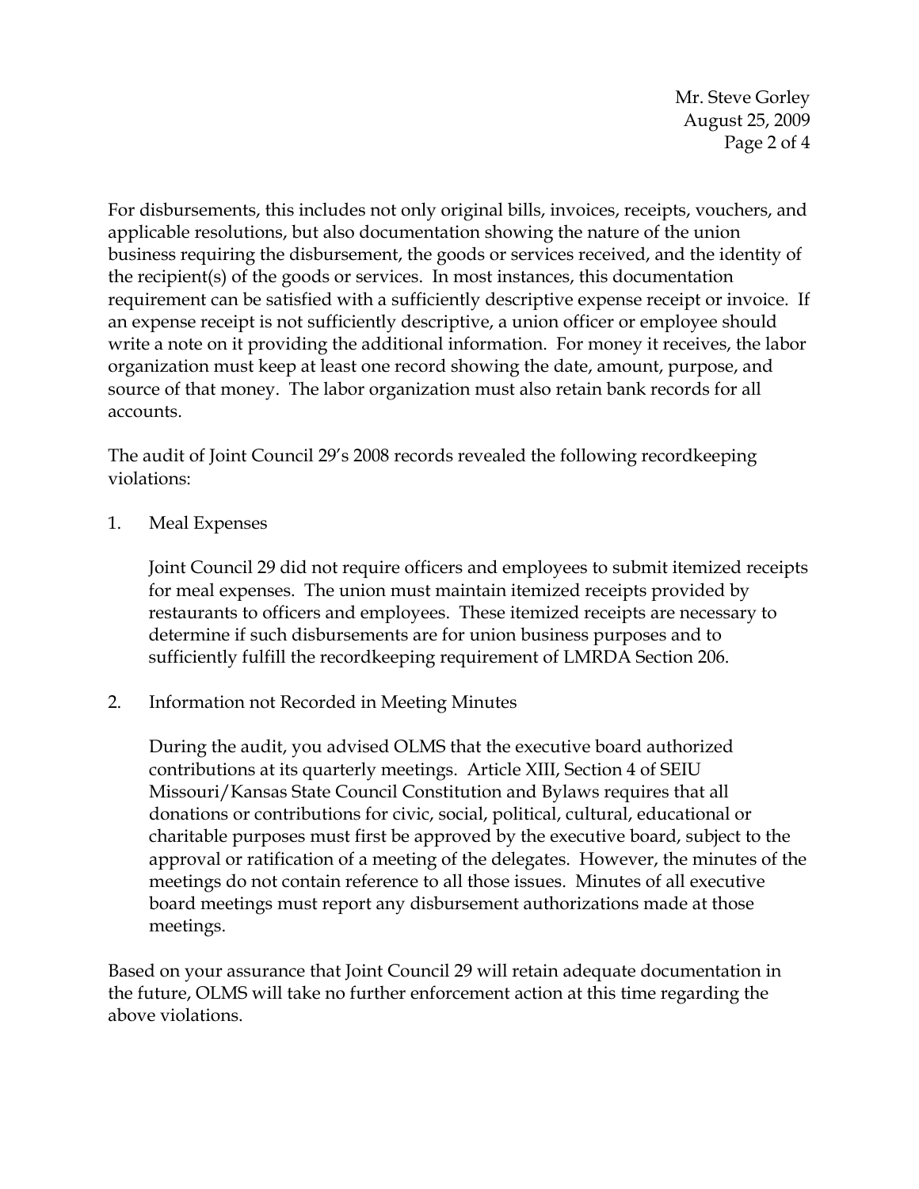For disbursements, this includes not only original bills, invoices, receipts, vouchers, and applicable resolutions, but also documentation showing the nature of the union business requiring the disbursement, the goods or services received, and the identity of the recipient(s) of the goods or services. In most instances, this documentation requirement can be satisfied with a sufficiently descriptive expense receipt or invoice. If an expense receipt is not sufficiently descriptive, a union officer or employee should write a note on it providing the additional information. For money it receives, the labor organization must keep at least one record showing the date, amount, purpose, and source of that money. The labor organization must also retain bank records for all accounts.

The audit of Joint Council 29's 2008 records revealed the following recordkeeping violations:

1. Meal Expenses

   Joint Council 29 did not require officers and employees to submit itemized receipts for meal expenses. The union must maintain itemized receipts provided by restaurants to officers and employees. These itemized receipts are necessary to determine if such disbursements are for union business purposes and to sufficiently fulfill the recordkeeping requirement of LMRDA Section 206.

2. Information not Recorded in Meeting Minutes

   During the audit, you advised OLMS that the executive board authorized contributions at its quarterly meetings. Article XIII, Section 4 of SEIU Missouri/Kansas State Council Constitution and Bylaws requires that all donations or contributions for civic, social, political, cultural, educational or charitable purposes must first be approved by the executive board, subject to the approval or ratification of a meeting of the delegates. However, the minutes of the meetings do not contain reference to all those issues. Minutes of all executive board meetings must report any disbursement authorizations made at those meetings.

Based on your assurance that Joint Council 29 will retain adequate documentation in the future, OLMS will take no further enforcement action at this time regarding the above violations.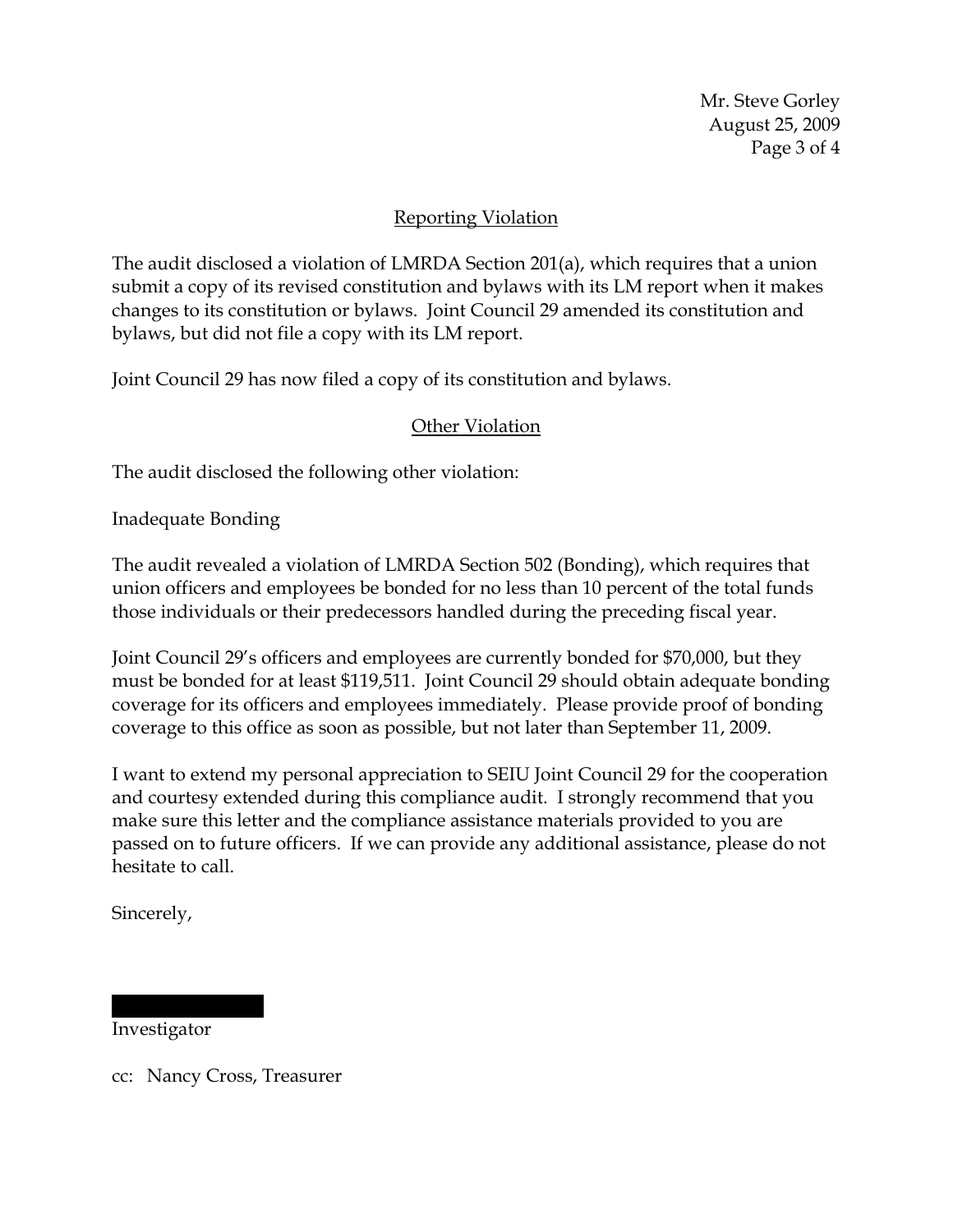## Reporting Violation

The audit disclosed a violation of LMRDA Section 201(a), which requires that a union submit a copy of its revised constitution and bylaws with its LM report when it makes changes to its constitution or bylaws. Joint Council 29 amended its constitution and bylaws, but did not file a copy with its LM report.

Joint Council 29 has now filed a copy of its constitution and bylaws.

## Other Violation

The audit disclosed the following other violation:

Inadequate Bonding

The audit revealed a violation of LMRDA Section 502 (Bonding), which requires that union officers and employees be bonded for no less than 10 percent of the total funds those individuals or their predecessors handled during the preceding fiscal year.

Joint Council 29's officers and employees are currently bonded for $70,000, but they must be bonded for at least $119,511. Joint Council 29 should obtain adequate bonding coverage for its officers and employees immediately. Please provide proof of bonding coverage to this office as soon as possible, but not later than September 11, 2009.

I want to extend my personal appreciation to SEIU Joint Council 29 for the cooperation and courtesy extended during this compliance audit. I strongly recommend that you make sure this letter and the compliance assistance materials provided to you are passed on to future officers. If we can provide any additional assistance, please do not hesitate to call.

Sincerely,

Investigator

cc: Nancy Cross, Treasurer